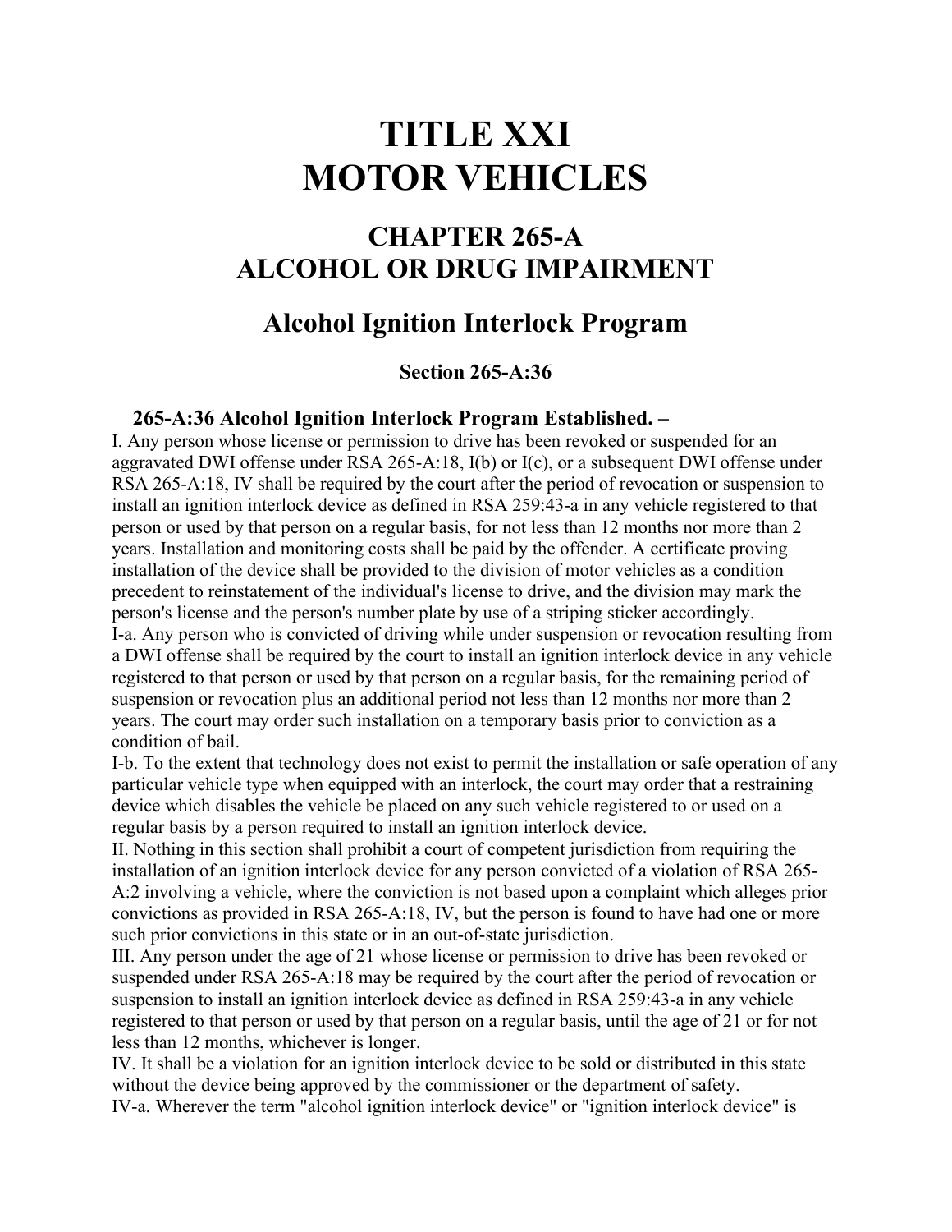# TITLE XXI
# MOTOR VEHICLES

## CHAPTER 265-A
## ALCOHOL OR DRUG IMPAIRMENT

## Alcohol Ignition Interlock Program

### Section 265-A:36

**265-A:36 Alcohol Ignition Interlock Program Established. –**

I. Any person whose license or permission to drive has been revoked or suspended for an aggravated DWI offense under RSA 265-A:18, I(b) or I(c), or a subsequent DWI offense under RSA 265-A:18, IV shall be required by the court after the period of revocation or suspension to install an ignition interlock device as defined in RSA 259:43-a in any vehicle registered to that person or used by that person on a regular basis, for not less than 12 months nor more than 2 years. Installation and monitoring costs shall be paid by the offender. A certificate proving installation of the device shall be provided to the division of motor vehicles as a condition precedent to reinstatement of the individual's license to drive, and the division may mark the person's license and the person's number plate by use of a striping sticker accordingly.

I-a. Any person who is convicted of driving while under suspension or revocation resulting from a DWI offense shall be required by the court to install an ignition interlock device in any vehicle registered to that person or used by that person on a regular basis, for the remaining period of suspension or revocation plus an additional period not less than 12 months nor more than 2 years. The court may order such installation on a temporary basis prior to conviction as a condition of bail.

I-b. To the extent that technology does not exist to permit the installation or safe operation of any particular vehicle type when equipped with an interlock, the court may order that a restraining device which disables the vehicle be placed on any such vehicle registered to or used on a regular basis by a person required to install an ignition interlock device.

II. Nothing in this section shall prohibit a court of competent jurisdiction from requiring the installation of an ignition interlock device for any person convicted of a violation of RSA 265-A:2 involving a vehicle, where the conviction is not based upon a complaint which alleges prior convictions as provided in RSA 265-A:18, IV, but the person is found to have had one or more such prior convictions in this state or in an out-of-state jurisdiction.

III. Any person under the age of 21 whose license or permission to drive has been revoked or suspended under RSA 265-A:18 may be required by the court after the period of revocation or suspension to install an ignition interlock device as defined in RSA 259:43-a in any vehicle registered to that person or used by that person on a regular basis, until the age of 21 or for not less than 12 months, whichever is longer.

IV. It shall be a violation for an ignition interlock device to be sold or distributed in this state without the device being approved by the commissioner or the department of safety.

IV-a. Wherever the term "alcohol ignition interlock device" or "ignition interlock device" is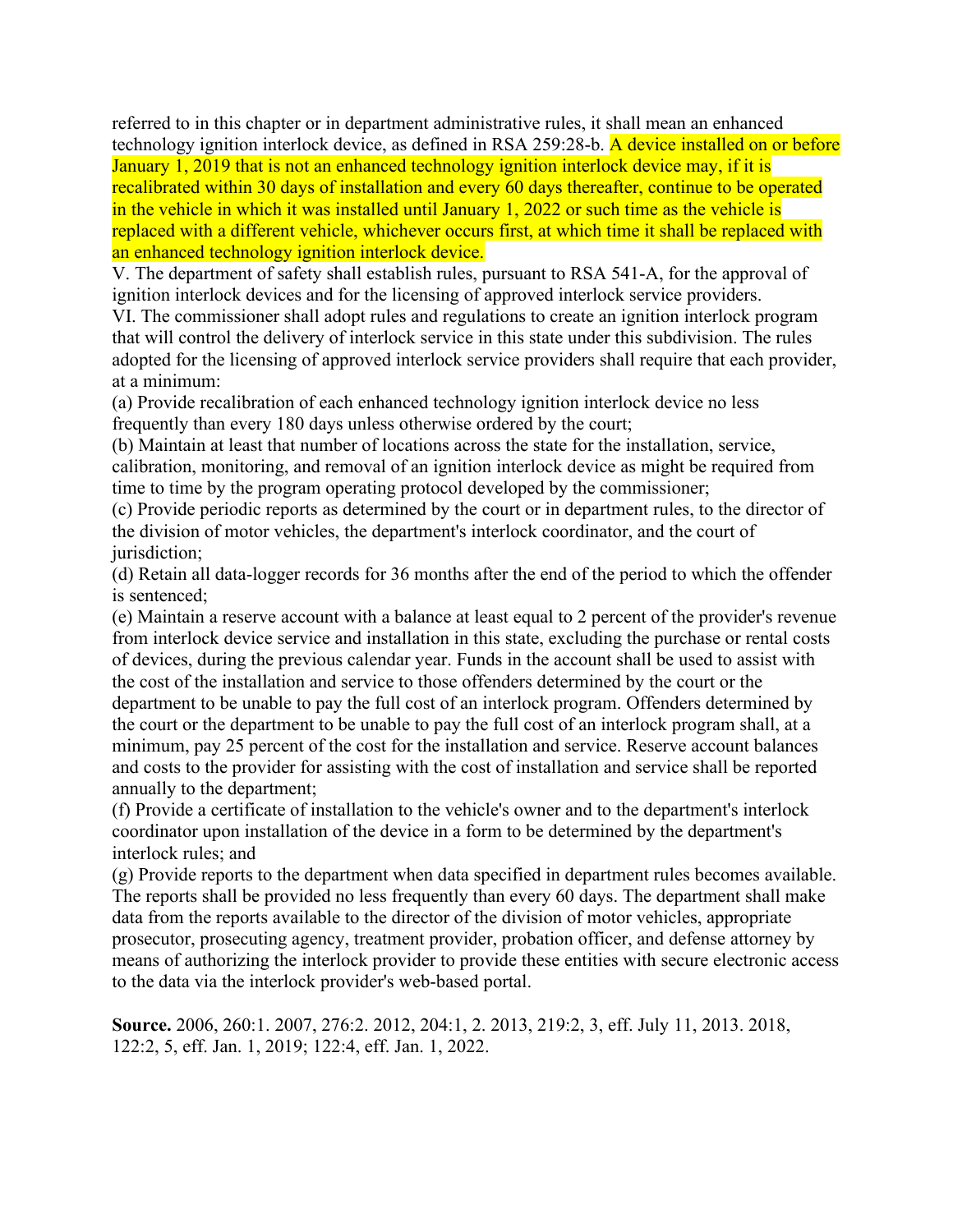referred to in this chapter or in department administrative rules, it shall mean an enhanced technology ignition interlock device, as defined in RSA 259:28-b. A device installed on or before January 1, 2019 that is not an enhanced technology ignition interlock device may, if it is recalibrated within 30 days of installation and every 60 days thereafter, continue to be operated in the vehicle in which it was installed until January 1, 2022 or such time as the vehicle is replaced with a different vehicle, whichever occurs first, at which time it shall be replaced with an enhanced technology ignition interlock device.

V. The department of safety shall establish rules, pursuant to RSA 541-A, for the approval of ignition interlock devices and for the licensing of approved interlock service providers.

VI. The commissioner shall adopt rules and regulations to create an ignition interlock program that will control the delivery of interlock service in this state under this subdivision. The rules adopted for the licensing of approved interlock service providers shall require that each provider, at a minimum:

(a) Provide recalibration of each enhanced technology ignition interlock device no less frequently than every 180 days unless otherwise ordered by the court;

(b) Maintain at least that number of locations across the state for the installation, service, calibration, monitoring, and removal of an ignition interlock device as might be required from time to time by the program operating protocol developed by the commissioner;

(c) Provide periodic reports as determined by the court or in department rules, to the director of the division of motor vehicles, the department's interlock coordinator, and the court of jurisdiction;

(d) Retain all data-logger records for 36 months after the end of the period to which the offender is sentenced;

(e) Maintain a reserve account with a balance at least equal to 2 percent of the provider's revenue from interlock device service and installation in this state, excluding the purchase or rental costs of devices, during the previous calendar year. Funds in the account shall be used to assist with the cost of the installation and service to those offenders determined by the court or the department to be unable to pay the full cost of an interlock program. Offenders determined by the court or the department to be unable to pay the full cost of an interlock program shall, at a minimum, pay 25 percent of the cost for the installation and service. Reserve account balances and costs to the provider for assisting with the cost of installation and service shall be reported annually to the department;

(f) Provide a certificate of installation to the vehicle's owner and to the department's interlock coordinator upon installation of the device in a form to be determined by the department's interlock rules; and

(g) Provide reports to the department when data specified in department rules becomes available. The reports shall be provided no less frequently than every 60 days. The department shall make data from the reports available to the director of the division of motor vehicles, appropriate prosecutor, prosecuting agency, treatment provider, probation officer, and defense attorney by means of authorizing the interlock provider to provide these entities with secure electronic access to the data via the interlock provider's web-based portal.

**Source.** 2006, 260:1. 2007, 276:2. 2012, 204:1, 2. 2013, 219:2, 3, eff. July 11, 2013. 2018, 122:2, 5, eff. Jan. 1, 2019; 122:4, eff. Jan. 1, 2022.